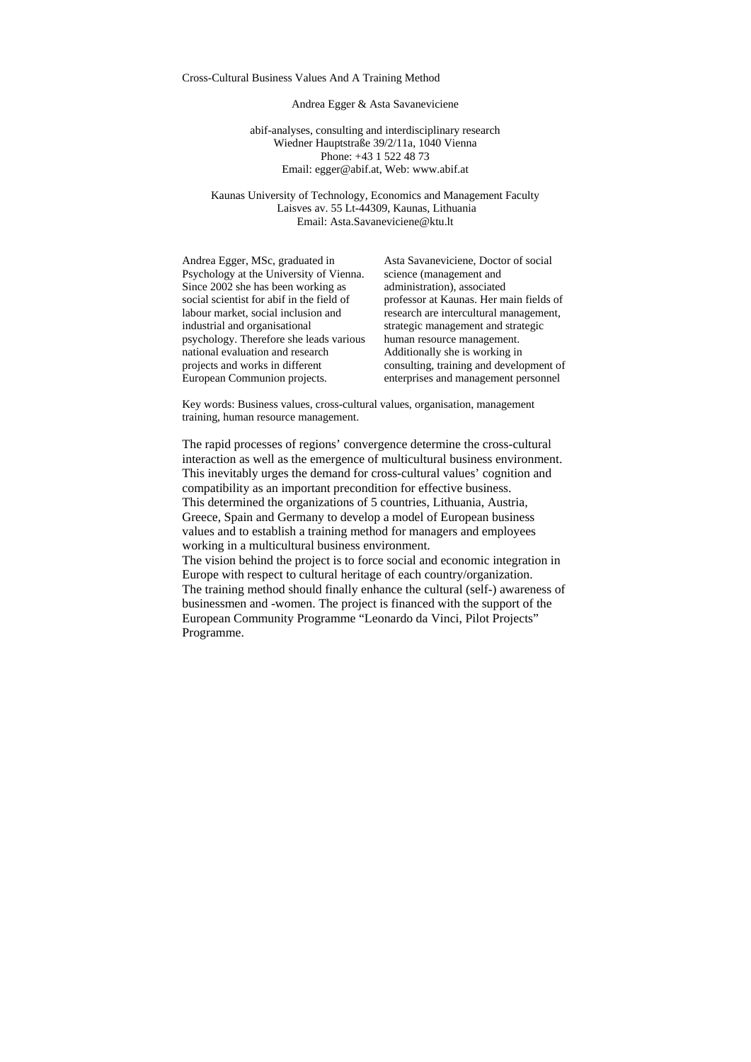# Cross-Cultural Business Values And A Training Method

Andrea Egger & Asta Savaneviciene

abif-analyses, consulting and interdisciplinary research
Wiedner Hauptstraße 39/2/11a, 1040 Vienna
Phone: +43 1 522 48 73
Email: egger@abif.at, Web: www.abif.at

Kaunas University of Technology, Economics and Management Faculty
Laisves av. 55 Lt-44309, Kaunas, Lithuania
Email: Asta.Savaneviciene@ktu.lt

Andrea Egger, MSc, graduated in Psychology at the University of Vienna. Since 2002 she has been working as social scientist for abif in the field of labour market, social inclusion and industrial and organisational psychology. Therefore she leads various national evaluation and research projects and works in different European Communion projects.

Asta Savaneviciene, Doctor of social science (management and administration), associated professor at Kaunas. Her main fields of research are intercultural management, strategic management and strategic human resource management. Additionally she is working in consulting, training and development of enterprises and management personnel

Key words: Business values, cross-cultural values, organisation, management training, human resource management.

The rapid processes of regions' convergence determine the cross-cultural interaction as well as the emergence of multicultural business environment. This inevitably urges the demand for cross-cultural values' cognition and compatibility as an important precondition for effective business.
This determined the organizations of 5 countries, Lithuania, Austria, Greece, Spain and Germany to develop a model of European business values and to establish a training method for managers and employees working in a multicultural business environment.
The vision behind the project is to force social and economic integration in Europe with respect to cultural heritage of each country/organization.
The training method should finally enhance the cultural (self-) awareness of businessmen and -women. The project is financed with the support of the European Community Programme "Leonardo da Vinci, Pilot Projects" Programme.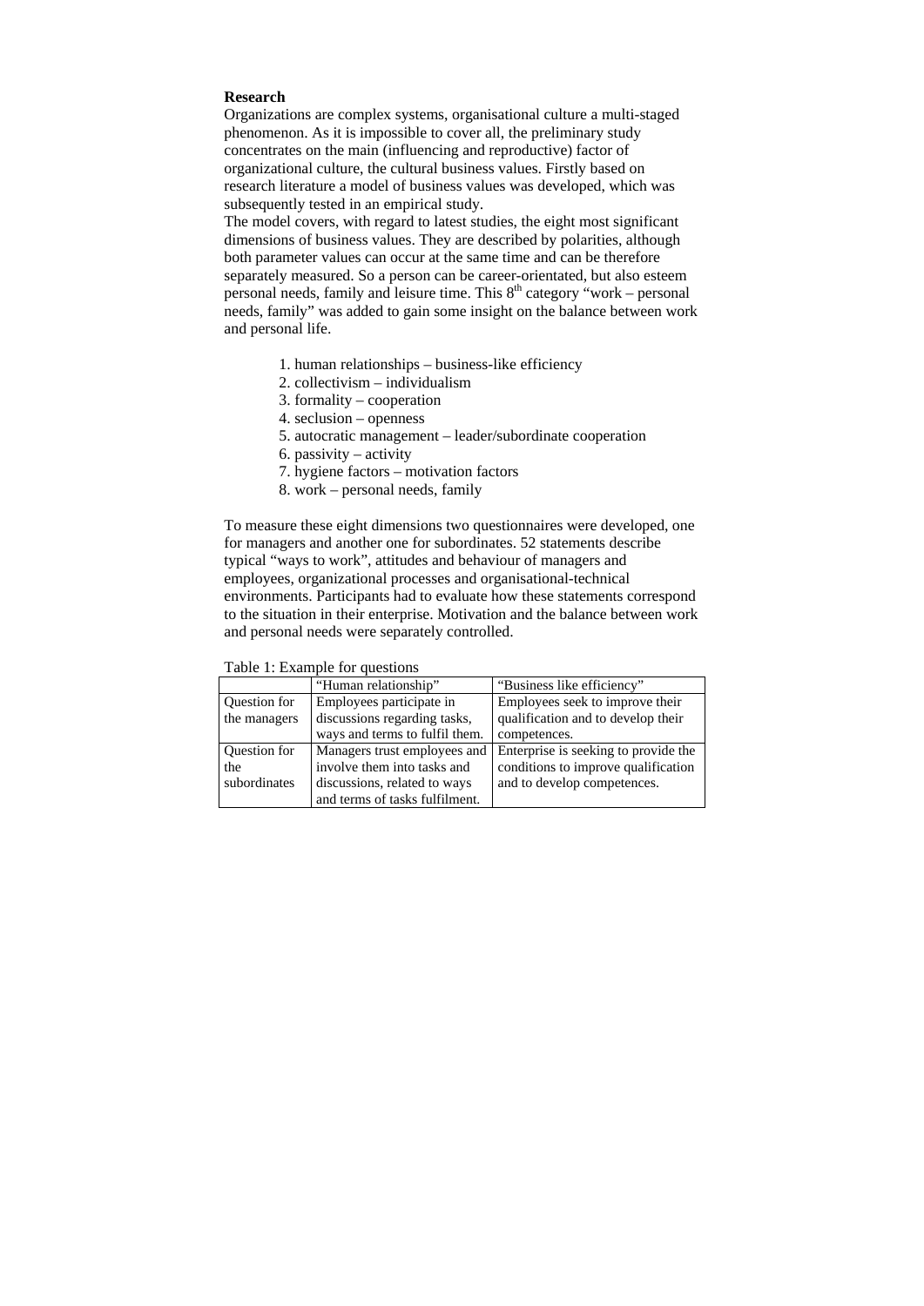**Research**

Organizations are complex systems, organisational culture a multi-staged phenomenon. As it is impossible to cover all, the preliminary study concentrates on the main (influencing and reproductive) factor of organizational culture, the cultural business values. Firstly based on research literature a model of business values was developed, which was subsequently tested in an empirical study.

The model covers, with regard to latest studies, the eight most significant dimensions of business values. They are described by polarities, although both parameter values can occur at the same time and can be therefore separately measured. So a person can be career-orientated, but also esteem personal needs, family and leisure time. This 8th category "work – personal needs, family" was added to gain some insight on the balance between work and personal life.

1. human relationships – business-like efficiency
2. collectivism – individualism
3. formality – cooperation
4. seclusion – openness
5. autocratic management – leader/subordinate cooperation
6. passivity – activity
7. hygiene factors – motivation factors
8. work – personal needs, family

To measure these eight dimensions two questionnaires were developed, one for managers and another one for subordinates. 52 statements describe typical "ways to work", attitudes and behaviour of managers and employees, organizational processes and organisational-technical environments. Participants had to evaluate how these statements correspond to the situation in their enterprise. Motivation and the balance between work and personal needs were separately controlled.

Table 1: Example for questions

| | "Human relationship" | "Business like efficiency" |
|---|---|---|
| Question for the managers | Employees participate in discussions regarding tasks, ways and terms to fulfil them. | Employees seek to improve their qualification and to develop their competences. |
| Question for the subordinates | Managers trust employees and involve them into tasks and discussions, related to ways and terms of tasks fulfilment. | Enterprise is seeking to provide the conditions to improve qualification and to develop competences. |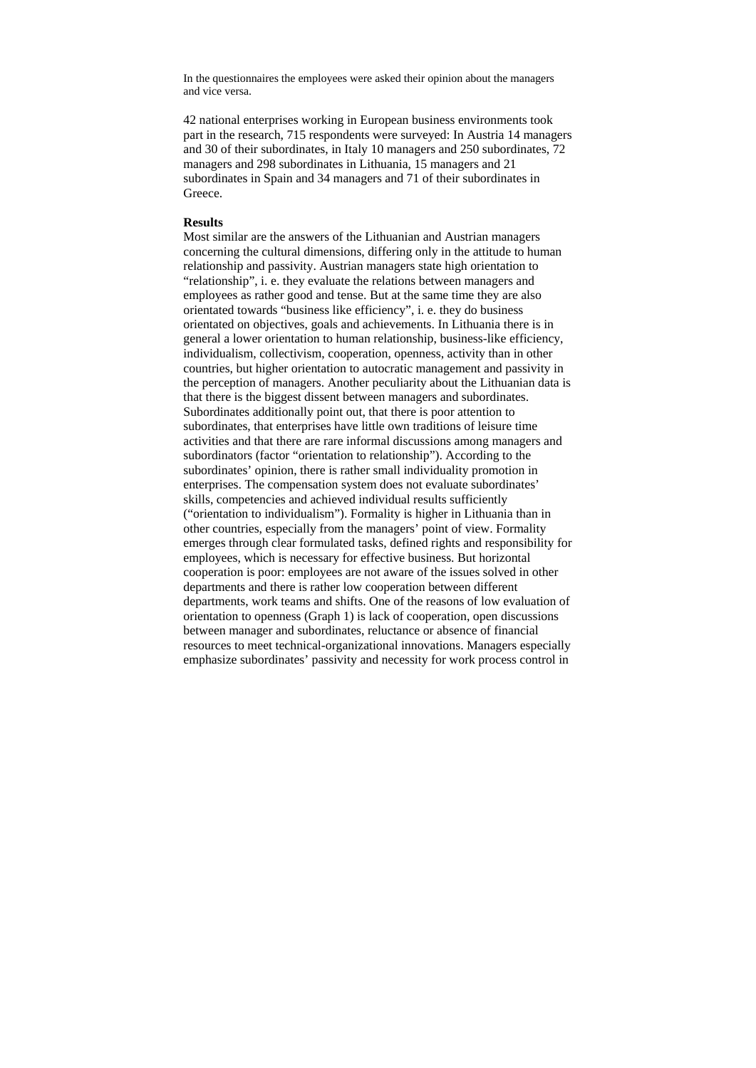In the questionnaires the employees were asked their opinion about the managers and vice versa.

42 national enterprises working in European business environments took part in the research, 715 respondents were surveyed: In Austria 14 managers and 30 of their subordinates, in Italy 10 managers and 250 subordinates, 72 managers and 298 subordinates in Lithuania, 15 managers and 21 subordinates in Spain and 34 managers and 71 of their subordinates in Greece.

**Results**

Most similar are the answers of the Lithuanian and Austrian managers concerning the cultural dimensions, differing only in the attitude to human relationship and passivity. Austrian managers state high orientation to "relationship", i. e. they evaluate the relations between managers and employees as rather good and tense. But at the same time they are also orientated towards "business like efficiency", i. e. they do business orientated on objectives, goals and achievements. In Lithuania there is in general a lower orientation to human relationship, business-like efficiency, individualism, collectivism, cooperation, openness, activity than in other countries, but higher orientation to autocratic management and passivity in the perception of managers. Another peculiarity about the Lithuanian data is that there is the biggest dissent between managers and subordinates. Subordinates additionally point out, that there is poor attention to subordinates, that enterprises have little own traditions of leisure time activities and that there are rare informal discussions among managers and subordinators (factor "orientation to relationship"). According to the subordinates' opinion, there is rather small individuality promotion in enterprises. The compensation system does not evaluate subordinates' skills, competencies and achieved individual results sufficiently ("orientation to individualism"). Formality is higher in Lithuania than in other countries, especially from the managers' point of view. Formality emerges through clear formulated tasks, defined rights and responsibility for employees, which is necessary for effective business. But horizontal cooperation is poor: employees are not aware of the issues solved in other departments and there is rather low cooperation between different departments, work teams and shifts. One of the reasons of low evaluation of orientation to openness (Graph 1) is lack of cooperation, open discussions between manager and subordinates, reluctance or absence of financial resources to meet technical-organizational innovations. Managers especially emphasize subordinates' passivity and necessity for work process control in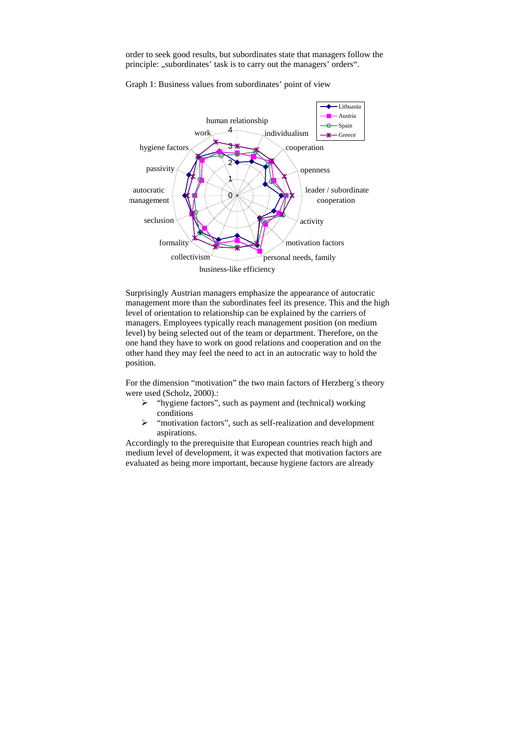order to seek good results, but subordinates state that managers follow the principle: „subordinates' task is to carry out the managers' orders".

Graph 1: Business values from subordinates' point of view

Surprisingly Austrian managers emphasize the appearance of autocratic management more than the subordinates feel its presence. This and the high level of orientation to relationship can be explained by the carriers of managers. Employees typically reach management position (on medium level) by being selected out of the team or department. Therefore, on the one hand they have to work on good relations and cooperation and on the other hand they may feel the need to act in an autocratic way to hold the position.

For the dimension "motivation" the two main factors of Herzberg´s theory were used (Scholz, 2000).:

- "hygiene factors", such as payment and (technical) working conditions
- "motivation factors", such as self-realization and development aspirations.

Accordingly to the prerequisite that European countries reach high and medium level of development, it was expected that motivation factors are evaluated as being more important, because hygiene factors are already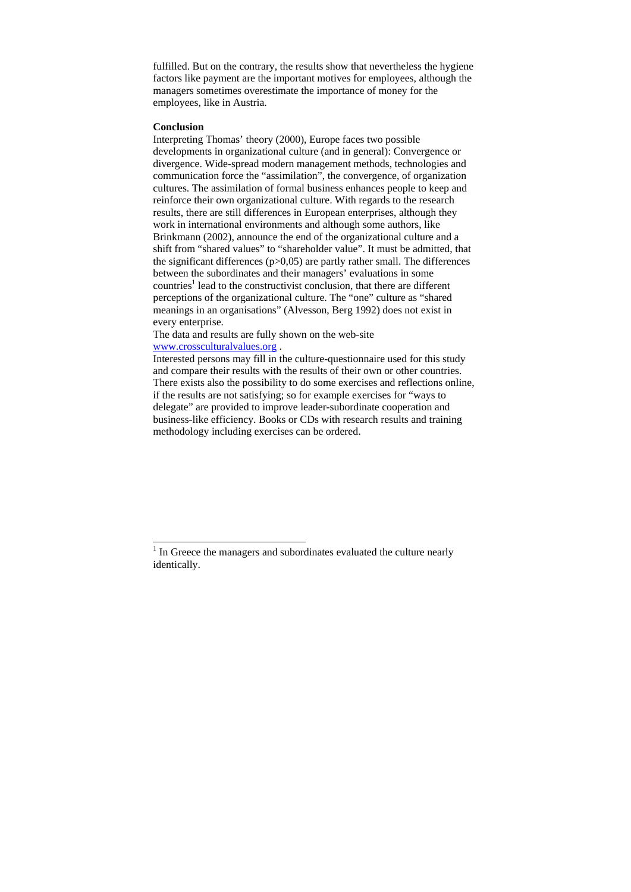fulfilled. But on the contrary, the results show that nevertheless the hygiene factors like payment are the important motives for employees, although the managers sometimes overestimate the importance of money for the employees, like in Austria.

**Conclusion**

Interpreting Thomas' theory (2000), Europe faces two possible developments in organizational culture (and in general): Convergence or divergence. Wide-spread modern management methods, technologies and communication force the "assimilation", the convergence, of organization cultures. The assimilation of formal business enhances people to keep and reinforce their own organizational culture. With regards to the research results, there are still differences in European enterprises, although they work in international environments and although some authors, like Brinkmann (2002), announce the end of the organizational culture and a shift from "shared values" to "shareholder value". It must be admitted, that the significant differences ($p>0,05$) are partly rather small. The differences between the subordinates and their managers' evaluations in some countries[1] lead to the constructivist conclusion, that there are different perceptions of the organizational culture. The "one" culture as "shared meanings in an organisations" (Alvesson, Berg 1992) does not exist in every enterprise.

The data and results are fully shown on the web-site [www.crossculturalvalues.org](http://www.crossculturalvalues.org) .

Interested persons may fill in the culture-questionnaire used for this study and compare their results with the results of their own or other countries. There exists also the possibility to do some exercises and reflections online, if the results are not satisfying; so for example exercises for "ways to delegate" are provided to improve leader-subordinate cooperation and business-like efficiency. Books or CDs with research results and training methodology including exercises can be ordered.

---

[1] In Greece the managers and subordinates evaluated the culture nearly identically.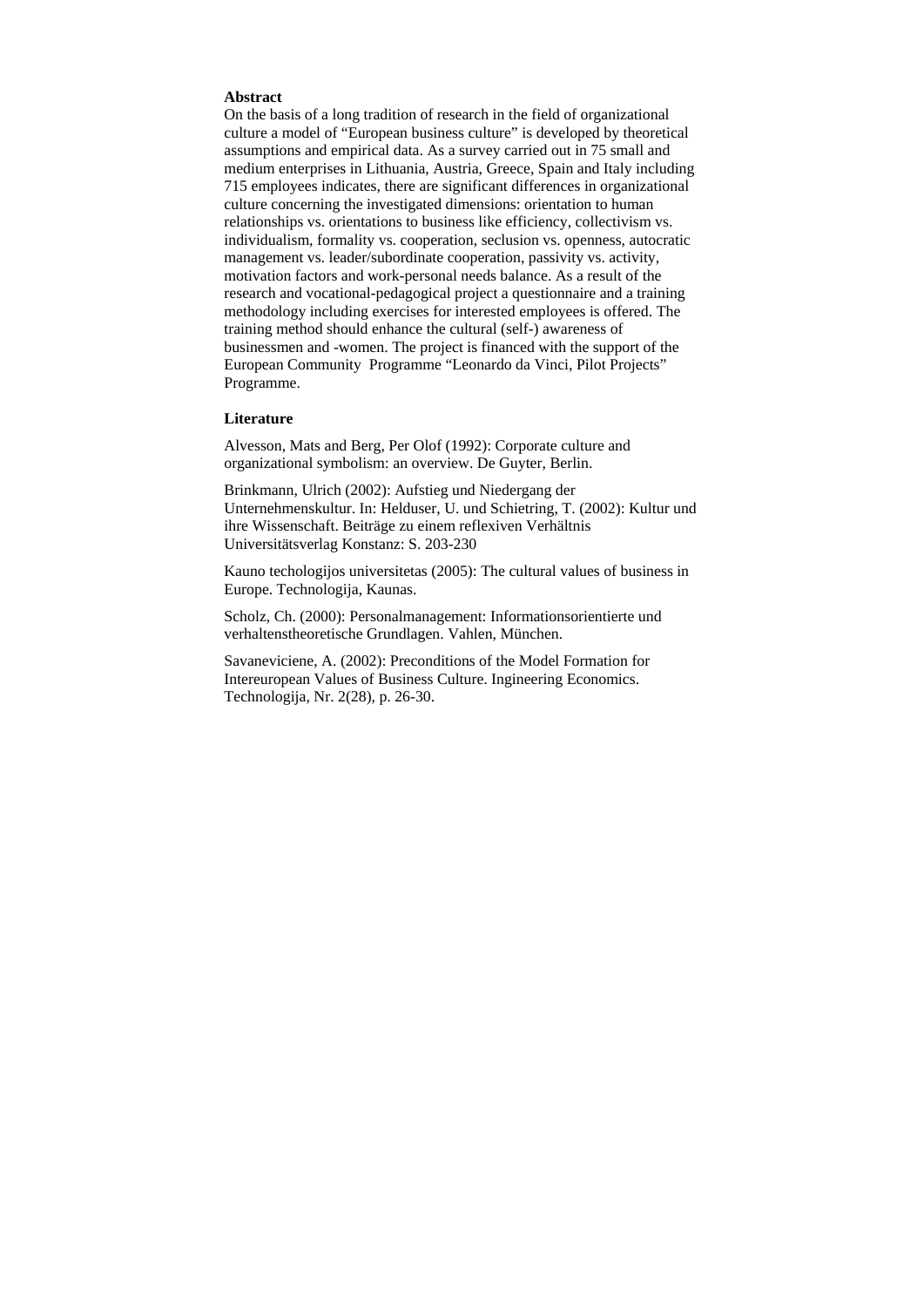**Abstract**

On the basis of a long tradition of research in the field of organizational culture a model of "European business culture" is developed by theoretical assumptions and empirical data. As a survey carried out in 75 small and medium enterprises in Lithuania, Austria, Greece, Spain and Italy including 715 employees indicates, there are significant differences in organizational culture concerning the investigated dimensions: orientation to human relationships vs. orientations to business like efficiency, collectivism vs. individualism, formality vs. cooperation, seclusion vs. openness, autocratic management vs. leader/subordinate cooperation, passivity vs. activity, motivation factors and work-personal needs balance. As a result of the research and vocational-pedagogical project a questionnaire and a training methodology including exercises for interested employees is offered. The training method should enhance the cultural (self-) awareness of businessmen and -women. The project is financed with the support of the European Community Programme "Leonardo da Vinci, Pilot Projects" Programme.

**Literature**

Alvesson, Mats and Berg, Per Olof (1992): Corporate culture and organizational symbolism: an overview. De Guyter, Berlin.

Brinkmann, Ulrich (2002): Aufstieg und Niedergang der Unternehmenskultur. In: Helduser, U. und Schietring, T. (2002): Kultur und ihre Wissenschaft. Beiträge zu einem reflexiven Verhältnis Universitätsverlag Konstanz: S. 203-230

Kauno techologijos universitetas (2005): The cultural values of business in Europe. Technologija, Kaunas.

Scholz, Ch. (2000): Personalmanagement: Informationsorientierte und verhaltenstheoretische Grundlagen. Vahlen, München.

Savaneviciene, A. (2002): Preconditions of the Model Formation for Intereuropean Values of Business Culture. Ingineering Economics. Technologija, Nr. 2(28), p. 26-30.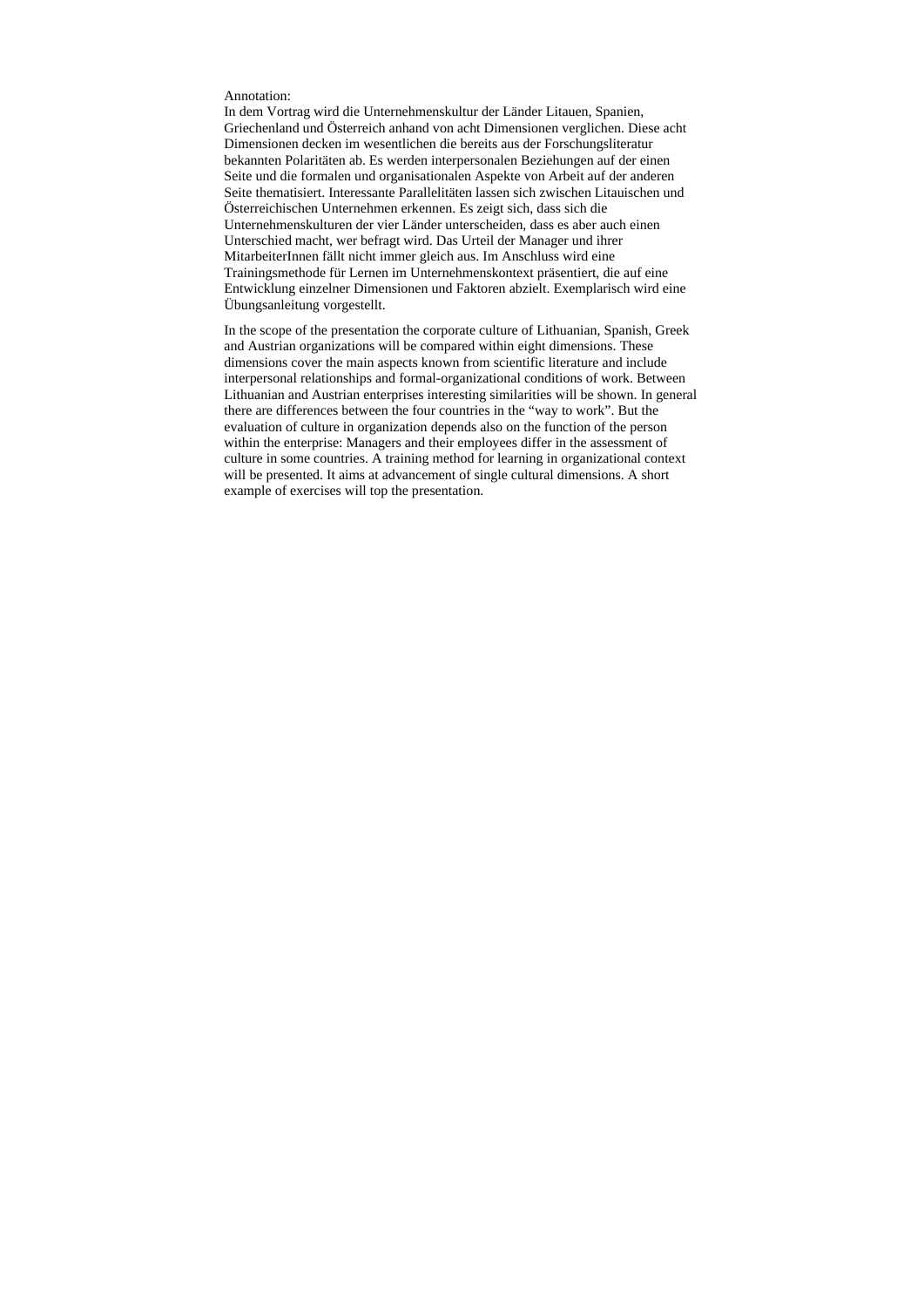Annotation:
In dem Vortrag wird die Unternehmenskultur der Länder Litauen, Spanien, Griechenland und Österreich anhand von acht Dimensionen verglichen. Diese acht Dimensionen decken im wesentlichen die bereits aus der Forschungsliteratur bekannten Polaritäten ab. Es werden interpersonalen Beziehungen auf der einen Seite und die formalen und organisationalen Aspekte von Arbeit auf der anderen Seite thematisiert. Interessante Parallelitäten lassen sich zwischen Litauischen und Österreichischen Unternehmen erkennen. Es zeigt sich, dass sich die Unternehmenskulturen der vier Länder unterscheiden, dass es aber auch einen Unterschied macht, wer befragt wird. Das Urteil der Manager und ihrer MitarbeiterInnen fällt nicht immer gleich aus. Im Anschluss wird eine Trainingsmethode für Lernen im Unternehmenskontext präsentiert, die auf eine Entwicklung einzelner Dimensionen und Faktoren abzielt. Exemplarisch wird eine Übungsanleitung vorgestellt.

In the scope of the presentation the corporate culture of Lithuanian, Spanish, Greek and Austrian organizations will be compared within eight dimensions. These dimensions cover the main aspects known from scientific literature and include interpersonal relationships and formal-organizational conditions of work. Between Lithuanian and Austrian enterprises interesting similarities will be shown. In general there are differences between the four countries in the "way to work". But the evaluation of culture in organization depends also on the function of the person within the enterprise: Managers and their employees differ in the assessment of culture in some countries. A training method for learning in organizational context will be presented. It aims at advancement of single cultural dimensions. A short example of exercises will top the presentation.